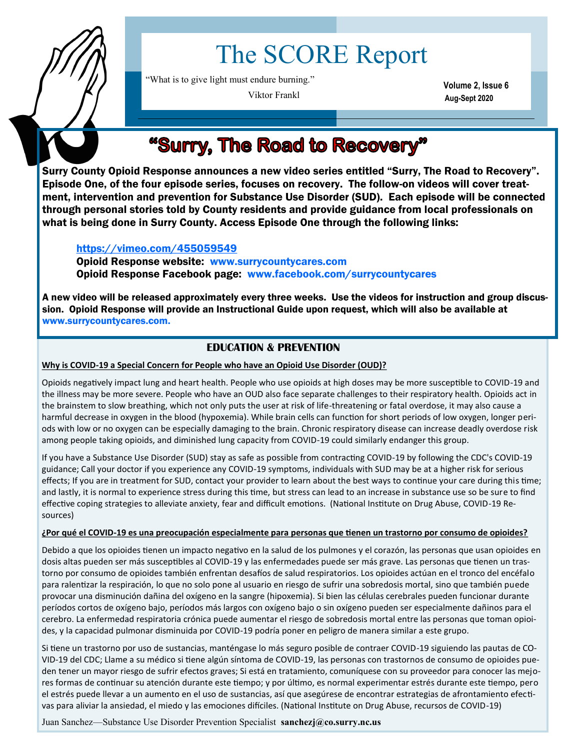# The SCORE Report

"What is to give light must endure burning."

Viktor Frankl

**Volume 2, Issue 6**
**Aug-Sept 2020**

## "Surry, The Road to Recovery"

**Surry County Opioid Response announces a new video series entitled "Surry, The Road to Recovery". Episode One, of the four episode series, focuses on recovery. The follow-on videos will cover treatment, intervention and prevention for Substance Use Disorder (SUD). Each episode will be connected through personal stories told by County residents and provide guidance from local professionals on what is being done in Surry County. Access Episode One through the following links:**

**https://vimeo.com/455059549**
**Opioid Response website: www.surrycountycares.com**
**Opioid Response Facebook page: www.facebook.com/surrycountycares**

**A new video will be released approximately every three weeks. Use the videos for instruction and group discussion. Opioid Response will provide an Instructional Guide upon request, which will also be available at www.surrycountycares.com.**

## EDUCATION & PREVENTION

**Why is COVID-19 a Special Concern for People who have an Opioid Use Disorder (OUD)?**

Opioids negatively impact lung and heart health. People who use opioids at high doses may be more susceptible to COVID-19 and the illness may be more severe. People who have an OUD also face separate challenges to their respiratory health. Opioids act in the brainstem to slow breathing, which not only puts the user at risk of life-threatening or fatal overdose, it may also cause a harmful decrease in oxygen in the blood (hypoxemia). While brain cells can function for short periods of low oxygen, longer periods with low or no oxygen can be especially damaging to the brain. Chronic respiratory disease can increase deadly overdose risk among people taking opioids, and diminished lung capacity from COVID-19 could similarly endanger this group.

If you have a Substance Use Disorder (SUD) stay as safe as possible from contracting COVID-19 by following the CDC's COVID-19 guidance; Call your doctor if you experience any COVID-19 symptoms, individuals with SUD may be at a higher risk for serious effects; If you are in treatment for SUD, contact your provider to learn about the best ways to continue your care during this time; and lastly, it is normal to experience stress during this time, but stress can lead to an increase in substance use so be sure to find effective coping strategies to alleviate anxiety, fear and difficult emotions. (National Institute on Drug Abuse, COVID-19 Resources)

**¿Por qué el COVID-19 es una preocupación especialmente para personas que tienen un trastorno por consumo de opioides?**

Debido a que los opioides tienen un impacto negativo en la salud de los pulmones y el corazón, las personas que usan opioides en dosis altas pueden ser más susceptibles al COVID-19 y las enfermedades puede ser más grave. Las personas que tienen un trastorno por consumo de opioides también enfrentan desafíos de salud respiratorios. Los opioides actúan en el tronco del encéfalo para ralentizar la respiración, lo que no solo pone al usuario en riesgo de sufrir una sobredosis mortal, sino que también puede provocar una disminución dañina del oxígeno en la sangre (hipoxemia). Si bien las células cerebrales pueden funcionar durante períodos cortos de oxígeno bajo, períodos más largos con oxígeno bajo o sin oxígeno pueden ser especialmente dañinos para el cerebro. La enfermedad respiratoria crónica puede aumentar el riesgo de sobredosis mortal entre las personas que toman opioides, y la capacidad pulmonar disminuida por COVID-19 podría poner en peligro de manera similar a este grupo.

Si tiene un trastorno por uso de sustancias, manténgase lo más seguro posible de contraer COVID-19 siguiendo las pautas de COVID-19 del CDC; Llame a su médico si tiene algún síntoma de COVID-19, las personas con trastornos de consumo de opioides pueden tener un mayor riesgo de sufrir efectos graves; Si está en tratamiento, comuníquese con su proveedor para conocer las mejores formas de continuar su atención durante este tiempo; y por último, es normal experimentar estrés durante este tiempo, pero el estrés puede llevar a un aumento en el uso de sustancias, así que asegúrese de encontrar estrategias de afrontamiento efectivas para aliviar la ansiedad, el miedo y las emociones difíciles. (National Institute on Drug Abuse, recursos de COVID-19)

Juan Sanchez—Substance Use Disorder Prevention Specialist **sanchezj@co.surry.nc.us**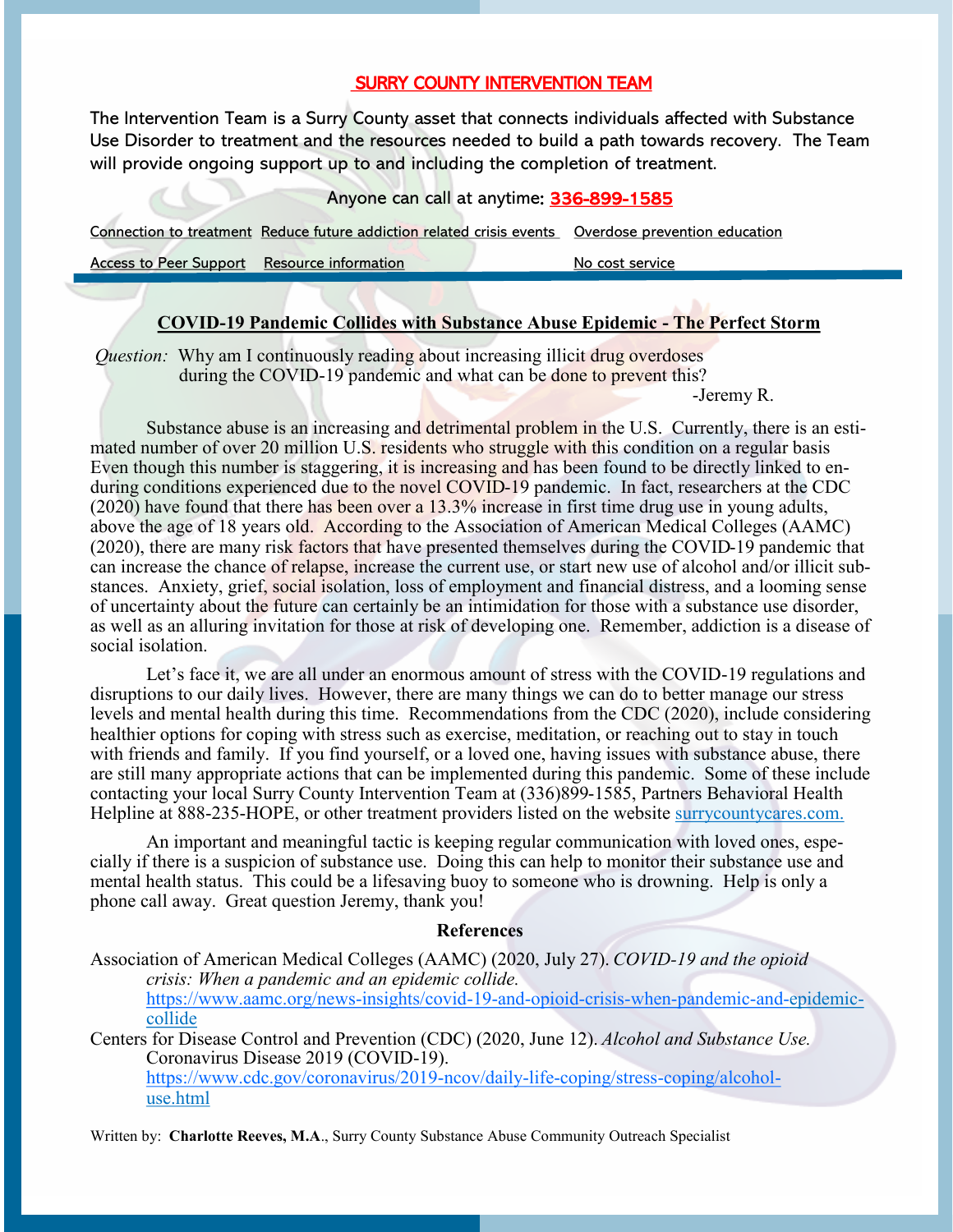## SURRY COUNTY INTERVENTION TEAM

The Intervention Team is a Surry County asset that connects individuals affected with Substance Use Disorder to treatment and the resources needed to build a path towards recovery. The Team will provide ongoing support up to and including the completion of treatment.

Anyone can call at anytime: **336-899-1585**

Connection to treatment | Reduce future addiction related crisis events | Overdose prevention education

Access to Peer Support | Resource information | No cost service

## COVID-19 Pandemic Collides with Substance Abuse Epidemic - The Perfect Storm

*Question:* Why am I continuously reading about increasing illicit drug overdoses during the COVID-19 pandemic and what can be done to prevent this?

-Jeremy R.

Substance abuse is an increasing and detrimental problem in the U.S. Currently, there is an estimated number of over 20 million U.S. residents who struggle with this condition on a regular basis Even though this number is staggering, it is increasing and has been found to be directly linked to enduring conditions experienced due to the novel COVID-19 pandemic. In fact, researchers at the CDC (2020) have found that there has been over a 13.3% increase in first time drug use in young adults, above the age of 18 years old. According to the Association of American Medical Colleges (AAMC) (2020), there are many risk factors that have presented themselves during the COVID-19 pandemic that can increase the chance of relapse, increase the current use, or start new use of alcohol and/or illicit substances. Anxiety, grief, social isolation, loss of employment and financial distress, and a looming sense of uncertainty about the future can certainly be an intimidation for those with a substance use disorder, as well as an alluring invitation for those at risk of developing one. Remember, addiction is a disease of social isolation.

Let's face it, we are all under an enormous amount of stress with the COVID-19 regulations and disruptions to our daily lives. However, there are many things we can do to better manage our stress levels and mental health during this time. Recommendations from the CDC (2020), include considering healthier options for coping with stress such as exercise, meditation, or reaching out to stay in touch with friends and family. If you find yourself, or a loved one, having issues with substance abuse, there are still many appropriate actions that can be implemented during this pandemic. Some of these include contacting your local Surry County Intervention Team at (336)899-1585, Partners Behavioral Health Helpline at 888-235-HOPE, or other treatment providers listed on the website surrycountycares.com.

An important and meaningful tactic is keeping regular communication with loved ones, especially if there is a suspicion of substance use. Doing this can help to monitor their substance use and mental health status. This could be a lifesaving buoy to someone who is drowning. Help is only a phone call away. Great question Jeremy, thank you!

### References

Association of American Medical Colleges (AAMC) (2020, July 27). *COVID-19 and the opioid crisis: When a pandemic and an epidemic collide.* https://www.aamc.org/news-insights/covid-19-and-opioid-crisis-when-pandemic-and-epidemic-collide

Centers for Disease Control and Prevention (CDC) (2020, June 12). *Alcohol and Substance Use.* Coronavirus Disease 2019 (COVID-19). https://www.cdc.gov/coronavirus/2019-ncov/daily-life-coping/stress-coping/alcohol-use.html

Written by: **Charlotte Reeves, M.A.**, Surry County Substance Abuse Community Outreach Specialist